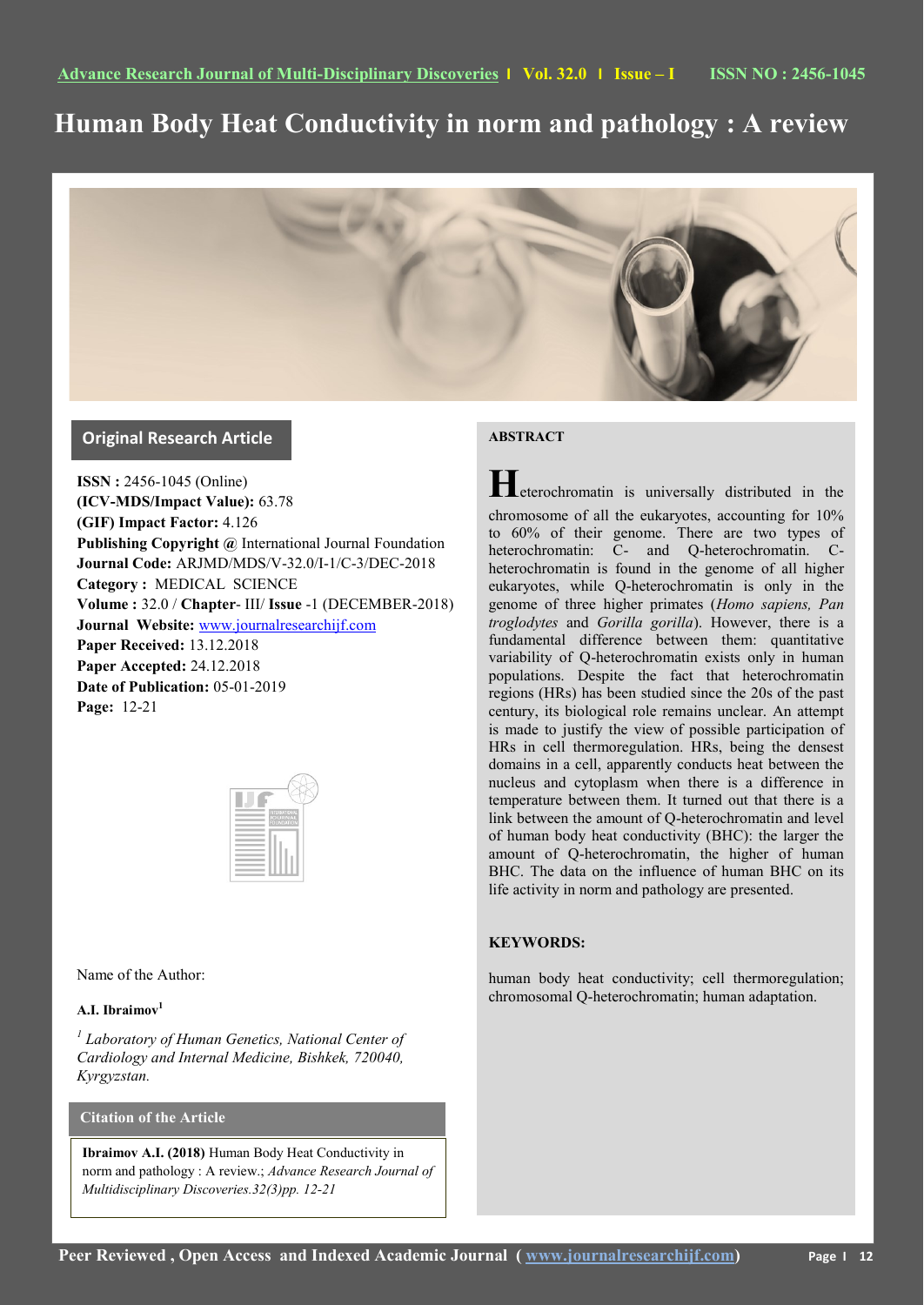# Human Body Heat Conductivity in norm and pathology : A review

## Original Research Article

**ISSN :** 2456-1045 (Online)
**(ICV-MDS/Impact Value):** 63.78
**(GIF) Impact Factor:** 4.126
**Publishing Copyright @** International Journal Foundation
**Journal Code:** ARJMD/MDS/V-32.0/I-1/C-3/DEC-2018
**Category :** MEDICAL SCIENCE
**Volume :** 32.0 / **Chapter**- III/ **Issue** -1 (DECEMBER-2018)
**Journal Website:** www.journalresearchijf.com
**Paper Received:** 13.12.2018
**Paper Accepted:** 24.12.2018
**Date of Publication:** 05-01-2019
**Page:** 12-21

Name of the Author:

**A.I. Ibraimov**[1]

[1] *Laboratory of Human Genetics, National Center of Cardiology and Internal Medicine, Bishkek, 720040, Kyrgyzstan.*

## Citation of the Article

**Ibraimov A.I. (2018)** Human Body Heat Conductivity in norm and pathology : A review.; *Advance Research Journal of Multidisciplinary Discoveries.32(3)pp. 12-21*

## ABSTRACT

Heterochromatin is universally distributed in the chromosome of all the eukaryotes, accounting for 10% to 60% of their genome. There are two types of heterochromatin: C- and Q-heterochromatin. C-heterochromatin is found in the genome of all higher eukaryotes, while Q-heterochromatin is only in the genome of three higher primates (*Homo sapiens, Pan troglodytes* and *Gorilla gorilla*). However, there is a fundamental difference between them: quantitative variability of Q-heterochromatin exists only in human populations. Despite the fact that heterochromatin regions (HRs) has been studied since the 20s of the past century, its biological role remains unclear. An attempt is made to justify the view of possible participation of HRs in cell thermoregulation. HRs, being the densest domains in a cell, apparently conducts heat between the nucleus and cytoplasm when there is a difference in temperature between them. It turned out that there is a link between the amount of Q-heterochromatin and level of human body heat conductivity (BHC): the larger the amount of Q-heterochromatin, the higher of human BHC. The data on the influence of human BHC on its life activity in norm and pathology are presented.

## KEYWORDS:

human body heat conductivity; cell thermoregulation; chromosomal Q-heterochromatin; human adaptation.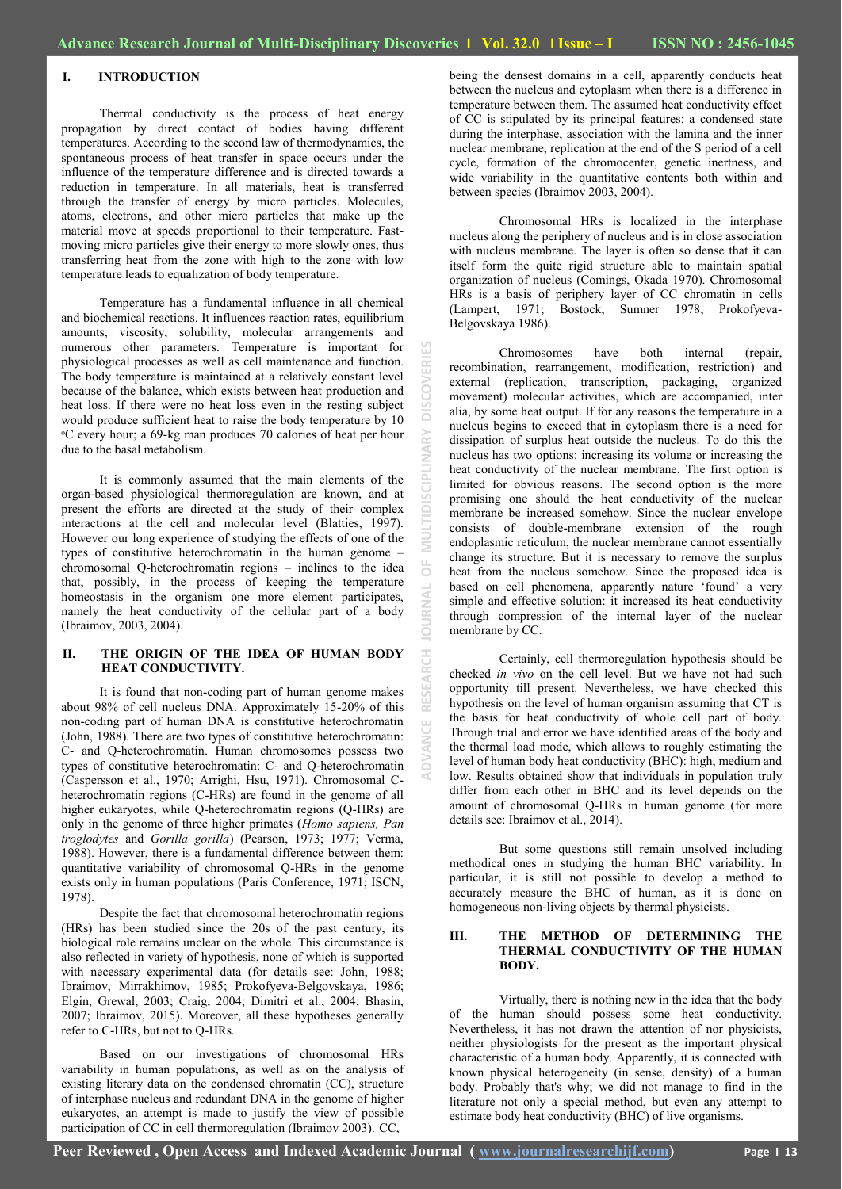## I. INTRODUCTION

Thermal conductivity is the process of heat energy propagation by direct contact of bodies having different temperatures. According to the second law of thermodynamics, the spontaneous process of heat transfer in space occurs under the influence of the temperature difference and is directed towards a reduction in temperature. In all materials, heat is transferred through the transfer of energy by micro particles. Molecules, atoms, electrons, and other micro particles that make up the material move at speeds proportional to their temperature. Fast-moving micro particles give their energy to more slowly ones, thus transferring heat from the zone with high to the zone with low temperature leads to equalization of body temperature.

Temperature has a fundamental influence in all chemical and biochemical reactions. It influences reaction rates, equilibrium amounts, viscosity, solubility, molecular arrangements and numerous other parameters. Temperature is important for physiological processes as well as cell maintenance and function. The body temperature is maintained at a relatively constant level because of the balance, which exists between heat production and heat loss. If there were no heat loss even in the resting subject would produce sufficient heat to raise the body temperature by 10 ºC every hour; a 69-kg man produces 70 calories of heat per hour due to the basal metabolism.

It is commonly assumed that the main elements of the organ-based physiological thermoregulation are known, and at present the efforts are directed at the study of their complex interactions at the cell and molecular level (Blatties, 1997). However our long experience of studying the effects of one of the types of constitutive heterochromatin in the human genome – chromosomal Q-heterochromatin regions – inclines to the idea that, possibly, in the process of keeping the temperature homeostasis in the organism one more element participates, namely the heat conductivity of the cellular part of a body (Ibraimov, 2003, 2004).

## II. THE ORIGIN OF THE IDEA OF HUMAN BODY HEAT CONDUCTIVITY.

It is found that non-coding part of human genome makes about 98% of cell nucleus DNA. Approximately 15-20% of this non-coding part of human DNA is constitutive heterochromatin (John, 1988). There are two types of constitutive heterochromatin: C- and Q-heterochromatin. Human chromosomes possess two types of constitutive heterochromatin: C- and Q-heterochromatin (Caspersson et al., 1970; Arrighi, Hsu, 1971). Chromosomal C-heterochromatin regions (C-HRs) are found in the genome of all higher eukaryotes, while Q-heterochromatin regions (Q-HRs) are only in the genome of three higher primates (*Homo sapiens, Pan troglodytes* and *Gorilla gorilla*) (Pearson, 1973; 1977; Verma, 1988). However, there is a fundamental difference between them: quantitative variability of chromosomal Q-HRs in the genome exists only in human populations (Paris Conference, 1971; ISCN, 1978).

Despite the fact that chromosomal heterochromatin regions (HRs) has been studied since the 20s of the past century, its biological role remains unclear on the whole. This circumstance is also reflected in variety of hypothesis, none of which is supported with necessary experimental data (for details see: John, 1988; Ibraimov, Mirrakhimov, 1985; Prokofyeva-Belgovskaya, 1986; Elgin, Grewal, 2003; Craig, 2004; Dimitri et al., 2004; Bhasin, 2007; Ibraimov, 2015). Moreover, all these hypotheses generally refer to C-HRs, but not to Q-HRs.

Based on our investigations of chromosomal HRs variability in human populations, as well as on the analysis of existing literary data on the condensed chromatin (CC), structure of interphase nucleus and redundant DNA in the genome of higher eukaryotes, an attempt is made to justify the view of possible participation of CC in cell thermoregulation (Ibraimov 2003). CC, being the densest domains in a cell, apparently conducts heat between the nucleus and cytoplasm when there is a difference in temperature between them. The assumed heat conductivity effect of CC is stipulated by its principal features: a condensed state during the interphase, association with the lamina and the inner nuclear membrane, replication at the end of the S period of a cell cycle, formation of the chromocenter, genetic inertness, and wide variability in the quantitative contents both within and between species (Ibraimov 2003, 2004).

Chromosomal HRs is localized in the interphase nucleus along the periphery of nucleus and is in close association with nucleus membrane. The layer is often so dense that it can itself form the quite rigid structure able to maintain spatial organization of nucleus (Comings, Okada 1970). Chromosomal HRs is a basis of periphery layer of CC chromatin in cells (Lampert, 1971; Bostock, Sumner 1978; Prokofyeva-Belgovskaya 1986).

Chromosomes have both internal (repair, recombination, rearrangement, modification, restriction) and external (replication, transcription, packaging, organized movement) molecular activities, which are accompanied, inter alia, by some heat output. If for any reasons the temperature in a nucleus begins to exceed that in cytoplasm there is a need for dissipation of surplus heat outside the nucleus. To do this the nucleus has two options: increasing its volume or increasing the heat conductivity of the nuclear membrane. The first option is limited for obvious reasons. The second option is the more promising one should the heat conductivity of the nuclear membrane be increased somehow. Since the nuclear envelope consists of double-membrane extension of the rough endoplasmic reticulum, the nuclear membrane cannot essentially change its structure. But it is necessary to remove the surplus heat from the nucleus somehow. Since the proposed idea is based on cell phenomena, apparently nature 'found' a very simple and effective solution: it increased its heat conductivity through compression of the internal layer of the nuclear membrane by CC.

Certainly, cell thermoregulation hypothesis should be checked *in vivo* on the cell level. But we have not had such opportunity till present. Nevertheless, we have checked this hypothesis on the level of human organism assuming that CT is the basis for heat conductivity of whole cell part of body. Through trial and error we have identified areas of the body and the thermal load mode, which allows to roughly estimating the level of human body heat conductivity (BHC): high, medium and low. Results obtained show that individuals in population truly differ from each other in BHC and its level depends on the amount of chromosomal Q-HRs in human genome (for more details see: Ibraimov et al., 2014).

But some questions still remain unsolved including methodical ones in studying the human BHC variability. In particular, it is still not possible to develop a method to accurately measure the BHC of human, as it is done on homogeneous non-living objects by thermal physicists.

## III. THE METHOD OF DETERMINING THE THERMAL CONDUCTIVITY OF THE HUMAN BODY.

Virtually, there is nothing new in the idea that the body of the human should possess some heat conductivity. Nevertheless, it has not drawn the attention of nor physicists, neither physiologists for the present as the important physical characteristic of a human body. Apparently, it is connected with known physical heterogeneity (in sense, density) of a human body. Probably that's why; we did not manage to find in the literature not only a special method, but even any attempt to estimate body heat conductivity (BHC) of live organisms.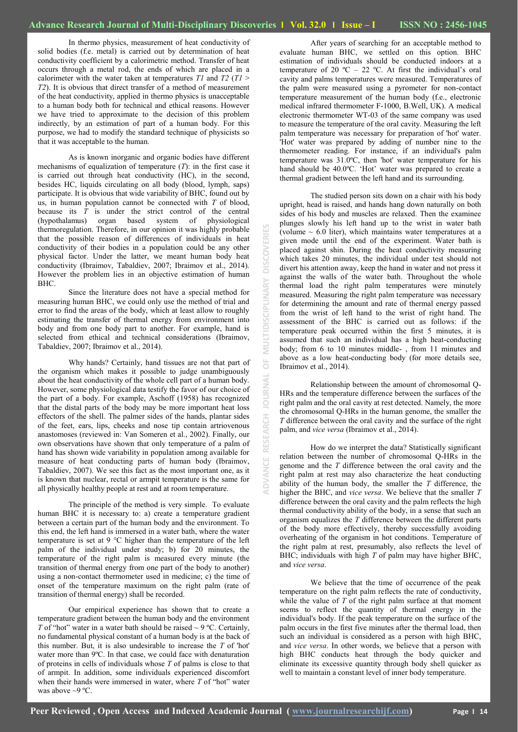In thermo physics, measurement of heat conductivity of solid bodies (f.e. metal) is carried out by determination of heat conductivity coefficient by a calorimetric method. Transfer of heat occurs through a metal rod, the ends of which are placed in a calorimeter with the water taken at temperatures $T1$ and $T2$ ($T1 > T2$). It is obvious that direct transfer of a method of measurement of the heat conductivity, applied in thermo physics is unacceptable to a human body both for technical and ethical reasons. However we have tried to approximate to the decision of this problem indirectly, by an estimation of part of a human body. For this purpose, we had to modify the standard technique of physicists so that it was acceptable to the human.

As is known inorganic and organic bodies have different mechanisms of equalization of temperature ($T$): in the first case it is carried out through heat conductivity (HC), in the second, besides HC, liquids circulating on all body (blood, lymph, saps) participate. It is obvious that wide variability of BHC, found out by us, in human population cannot be connected with $T$ of blood, because its $T$ is under the strict control of the central (hypothalamus) organ based system of physiological thermoregulation. Therefore, in our opinion it was highly probable that the possible reason of differences of individuals in heat conductivity of their bodies in a population could be any other physical factor. Under the latter, we meant human body heat conductivity (Ibraimov, Tabaldiev, 2007; Ibraimov et al., 2014). However the problem lies in an objective estimation of human BHC.

Since the literature does not have a special method for measuring human BHC, we could only use the method of trial and error to find the areas of the body, which at least allow to roughly estimating the transfer of thermal energy from environment into body and from one body part to another. For example, hand is selected from ethical and technical considerations (Ibraimov, Tabaldiev, 2007; Ibraimov et al., 2014).

Why hands? Certainly, hand tissues are not that part of the organism which makes it possible to judge unambiguously about the heat conductivity of the whole cell part of a human body. However, some physiological data testify the favor of our choice of the part of a body. For example, Aschoff (1958) has recognized that the distal parts of the body may be more important heat loss effectors of the shell. The palmer sides of the hands, plantar sides of the feet, ears, lips, cheeks and nose tip contain artriovenous anastomoses (reviewed in: Van Someren et al., 2002). Finally, our own observations have shown that only temperature of a palm of hand has shown wide variability in population among available for measure of heat conducting parts of human body (Ibraimov, Tabaldiev, 2007). We see this fact as the most important one, as it is known that nuclear, rectal or armpit temperature is the same for all physically healthy people at rest and at room temperature.

The principle of the method is very simple. To evaluate human BHC it is necessary to: a) create a temperature gradient between a certain part of the human body and the environment. To this end, the left hand is immersed in a water bath, where the water temperature is set at 9 °C higher than the temperature of the left palm of the individual under study; b) for 20 minutes, the temperature of the right palm is measured every minute (the transition of thermal energy from one part of the body to another) using a non-contact thermometer used in medicine; c) the time of onset of the temperature maximum on the right palm (rate of transition of thermal energy) shall be recorded.

Our empirical experience has shown that to create a temperature gradient between the human body and the environment $T$ of "hot" water in a water bath should be raised ~ 9 ºC. Certainly, no fundamental physical constant of a human body is at the back of this number. But, it is also undesirable to increase the $T$ of 'hot' water more than 9ºC. In that case, we could face with denaturation of proteins in cells of individuals whose $T$ of palms is close to that of armpit. In addition, some individuals experienced discomfort when their hands were immersed in water, where $T$ of "hot" water was above ~9 ºC.

After years of searching for an acceptable method to evaluate human BHC, we settled on this option. BHC estimation of individuals should be conducted indoors at a temperature of 20 ºC – 22 ºC. At first the individual's oral cavity and palms temperatures were measured. Temperatures of the palm were measured using a pyrometer for non-contact temperature measurement of the human body (f.e., electronic medical infrared thermometer F-1000, B.Well, UK). A medical electronic thermometer WT-03 of the same company was used to measure the temperature of the oral cavity. Measuring the left palm temperature was necessary for preparation of 'hot' water. 'Hot' water was prepared by adding of number nine to the thermometer reading. For instance, if an individual's palm temperature was 31.0ºC, then 'hot' water temperature for his hand should be 40.0ºC. 'Hot' water was prepared to create a thermal gradient between the left hand and its surrounding.

The studied person sits down on a chair with his body upright, head is raised, and hands hang down naturally on both sides of his body and muscles are relaxed. Then the examinee plunges slowly his left hand up to the wrist in water bath (volume ~ 6.0 liter), which maintains water temperatures at a given mode until the end of the experiment. Water bath is placed against shin. During the heat conductivity measuring which takes 20 minutes, the individual under test should not divert his attention away, keep the hand in water and not press it against the walls of the water bath. Throughout the whole thermal load the right palm temperatures were minutely measured. Measuring the right palm temperature was necessary for determining the amount and rate of thermal energy passed from the wrist of left hand to the wrist of right hand. The assessment of the BHC is carried out as follows: if the temperature peak occurred within the first 5 minutes, it is assumed that such an individual has a high heat-conducting body; from 6 to 10 minutes middle- , from 11 minutes and above as a low heat-conducting body (for more details see, Ibraimov et al., 2014).

Relationship between the amount of chromosomal Q-HRs and the temperature difference between the surfaces of the right palm and the oral cavity at rest detected. Namely, the more the chromosomal Q-HRs in the human genome, the smaller the $T$ difference between the oral cavity and the surface of the right palm, and *vice versa* (Ibraimov et al., 2014).

How do we interpret the data? Statistically significant relation between the number of chromosomal Q-HRs in the genome and the $T$ difference between the oral cavity and the right palm at rest may also characterize the heat conducting ability of the human body, the smaller the $T$ difference, the higher the BHC, and *vice versa*. We believe that the smaller $T$ difference between the oral cavity and the palm reflects the high thermal conductivity ability of the body, in a sense that such an organism equalizes the $T$ difference between the different parts of the body more effectively, thereby successfully avoiding overheating of the organism in hot conditions. Temperature of the right palm at rest, presumably, also reflects the level of BHC; individuals with high $T$ of palm may have higher BHC, and *vice versa*.

We believe that the time of occurrence of the peak temperature on the right palm reflects the rate of conductivity, while the value of $T$ of the right palm surface at that moment seems to reflect the quantity of thermal energy in the individual's body. If the peak temperature on the surface of the palm occurs in the first five minutes after the thermal load, then such an individual is considered as a person with high BHC, and *vice versa*. In other words, we believe that a person with high BHC conducts heat through the body quicker and eliminate its excessive quantity through body shell quicker as well to maintain a constant level of inner body temperature.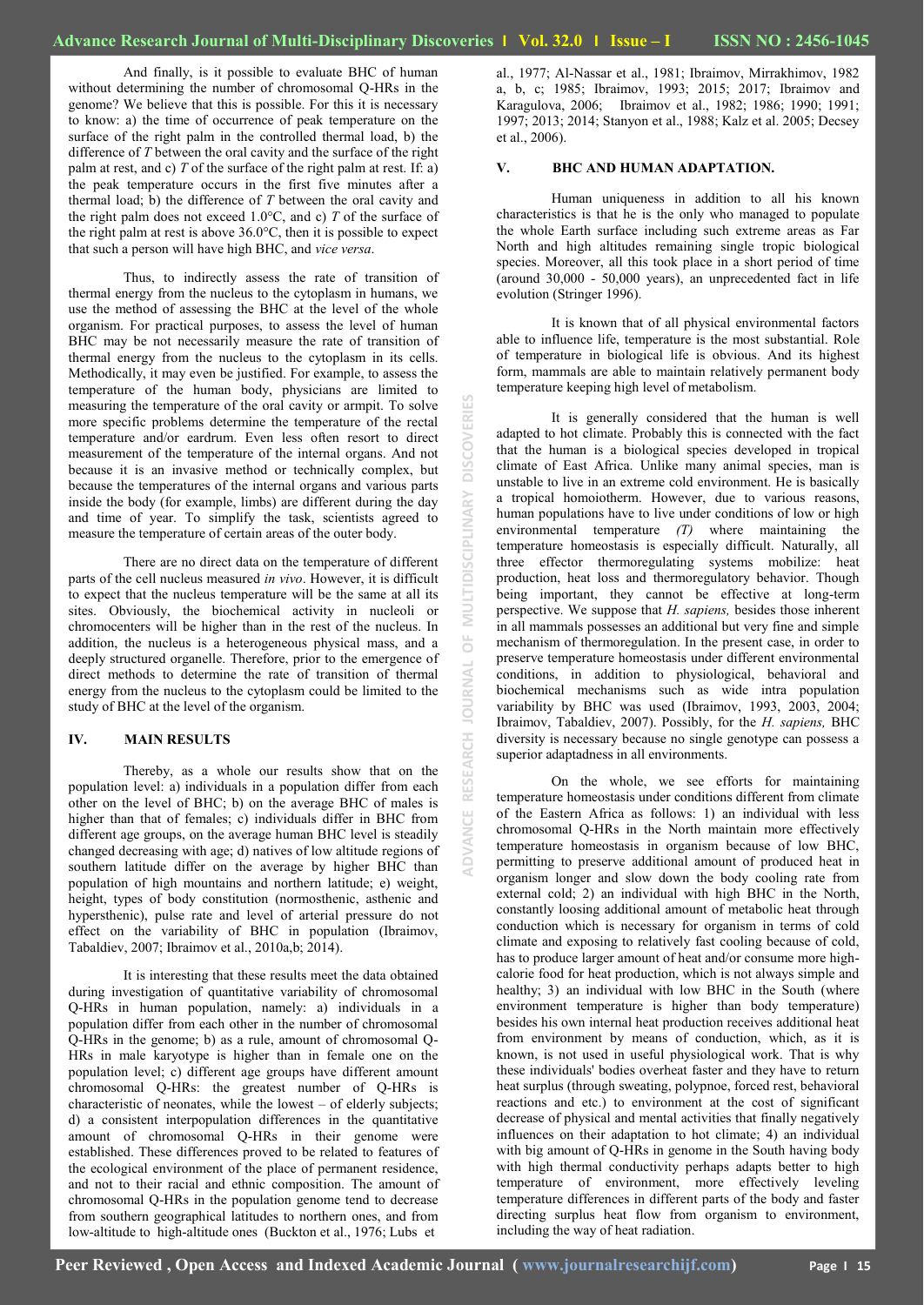And finally, is it possible to evaluate BHC of human without determining the number of chromosomal Q-HRs in the genome? We believe that this is possible. For this it is necessary to know: a) the time of occurrence of peak temperature on the surface of the right palm in the controlled thermal load, b) the difference of *T* between the oral cavity and the surface of the right palm at rest, and c) *T* of the surface of the right palm at rest. If: a) the peak temperature occurs in the first five minutes after a thermal load; b) the difference of *T* between the oral cavity and the right palm does not exceed 1.0°C, and c) *T* of the surface of the right palm at rest is above 36.0°C, then it is possible to expect that such a person will have high BHC, and *vice versa*.

Thus, to indirectly assess the rate of transition of thermal energy from the nucleus to the cytoplasm in humans, we use the method of assessing the BHC at the level of the whole organism. For practical purposes, to assess the level of human BHC may be not necessarily measure the rate of transition of thermal energy from the nucleus to the cytoplasm in its cells. Methodically, it may even be justified. For example, to assess the temperature of the human body, physicians are limited to measuring the temperature of the oral cavity or armpit. To solve more specific problems determine the temperature of the rectal temperature and/or eardrum. Even less often resort to direct measurement of the temperature of the internal organs. And not because it is an invasive method or technically complex, but because the temperatures of the internal organs and various parts inside the body (for example, limbs) are different during the day and time of year. To simplify the task, scientists agreed to measure the temperature of certain areas of the outer body.

There are no direct data on the temperature of different parts of the cell nucleus measured *in vivo*. However, it is difficult to expect that the nucleus temperature will be the same at all its sites. Obviously, the biochemical activity in nucleoli or chromocenters will be higher than in the rest of the nucleus. In addition, the nucleus is a heterogeneous physical mass, and a deeply structured organelle. Therefore, prior to the emergence of direct methods to determine the rate of transition of thermal energy from the nucleus to the cytoplasm could be limited to the study of BHC at the level of the organism.

## IV. MAIN RESULTS

Thereby, as a whole our results show that on the population level: a) individuals in a population differ from each other on the level of BHC; b) on the average BHC of males is higher than that of females; c) individuals differ in BHC from different age groups, on the average human BHC level is steadily changed decreasing with age; d) natives of low altitude regions of southern latitude differ on the average by higher BHC than population of high mountains and northern latitude; e) weight, height, types of body constitution (normosthenic, asthenic and hypersthenic), pulse rate and level of arterial pressure do not effect on the variability of BHC in population (Ibraimov, Tabaldiev, 2007; Ibraimov et al., 2010a,b; 2014).

It is interesting that these results meet the data obtained during investigation of quantitative variability of chromosomal Q-HRs in human population, namely: a) individuals in a population differ from each other in the number of chromosomal Q-HRs in the genome; b) as a rule, amount of chromosomal Q-HRs in male karyotype is higher than in female one on the population level; c) different age groups have different amount chromosomal Q-HRs: the greatest number of Q-HRs is characteristic of neonates, while the lowest – of elderly subjects; d) a consistent interpopulation differences in the quantitative amount of chromosomal Q-HRs in their genome were established. These differences proved to be related to features of the ecological environment of the place of permanent residence, and not to their racial and ethnic composition. The amount of chromosomal Q-HRs in the population genome tend to decrease from southern geographical latitudes to northern ones, and from low-altitude to high-altitude ones (Buckton et al., 1976; Lubs et al., 1977; Al-Nassar et al., 1981; Ibraimov, Mirrakhimov, 1982 a, b, c; 1985; Ibraimov, 1993; 2015; 2017; Ibraimov and Karagulova, 2006; Ibraimov et al., 1982; 1986; 1990; 1991; 1997; 2013; 2014; Stanyon et al., 1988; Kalz et al. 2005; Decsey et al., 2006).

## V. BHC AND HUMAN ADAPTATION.

Human uniqueness in addition to all his known characteristics is that he is the only who managed to populate the whole Earth surface including such extreme areas as Far North and high altitudes remaining single tropic biological species. Moreover, all this took place in a short period of time (around 30,000 - 50,000 years), an unprecedented fact in life evolution (Stringer 1996).

It is known that of all physical environmental factors able to influence life, temperature is the most substantial. Role of temperature in biological life is obvious. And its highest form, mammals are able to maintain relatively permanent body temperature keeping high level of metabolism.

It is generally considered that the human is well adapted to hot climate. Probably this is connected with the fact that the human is a biological species developed in tropical climate of East Africa. Unlike many animal species, man is unstable to live in an extreme cold environment. He is basically a tropical homoiotherm. However, due to various reasons, human populations have to live under conditions of low or high environmental temperature *(T)* where maintaining the temperature homeostasis is especially difficult. Naturally, all three effector thermoregulating systems mobilize: heat production, heat loss and thermoregulatory behavior. Though being important, they cannot be effective at long-term perspective. We suppose that *H. sapiens,* besides those inherent in all mammals possesses an additional but very fine and simple mechanism of thermoregulation. In the present case, in order to preserve temperature homeostasis under different environmental conditions, in addition to physiological, behavioral and biochemical mechanisms such as wide intra population variability by BHC was used (Ibraimov, 1993, 2003, 2004; Ibraimov, Tabaldiev, 2007). Possibly, for the *H. sapiens,* BHC diversity is necessary because no single genotype can possess a superior adaptadness in all environments.

On the whole, we see efforts for maintaining temperature homeostasis under conditions different from climate of the Eastern Africa as follows: 1) an individual with less chromosomal Q-HRs in the North maintain more effectively temperature homeostasis in organism because of low BHC, permitting to preserve additional amount of produced heat in organism longer and slow down the body cooling rate from external cold; 2) an individual with high BHC in the North, constantly loosing additional amount of metabolic heat through conduction which is necessary for organism in terms of cold climate and exposing to relatively fast cooling because of cold, has to produce larger amount of heat and/or consume more high-calorie food for heat production, which is not always simple and healthy; 3) an individual with low BHC in the South (where environment temperature is higher than body temperature) besides his own internal heat production receives additional heat from environment by means of conduction, which, as it is known, is not used in useful physiological work. That is why these individuals' bodies overheat faster and they have to return heat surplus (through sweating, polypnoe, forced rest, behavioral reactions and etc.) to environment at the cost of significant decrease of physical and mental activities that finally negatively influences on their adaptation to hot climate; 4) an individual with big amount of Q-HRs in genome in the South having body with high thermal conductivity perhaps adapts better to high temperature of environment, more effectively leveling temperature differences in different parts of the body and faster directing surplus heat flow from organism to environment, including the way of heat radiation.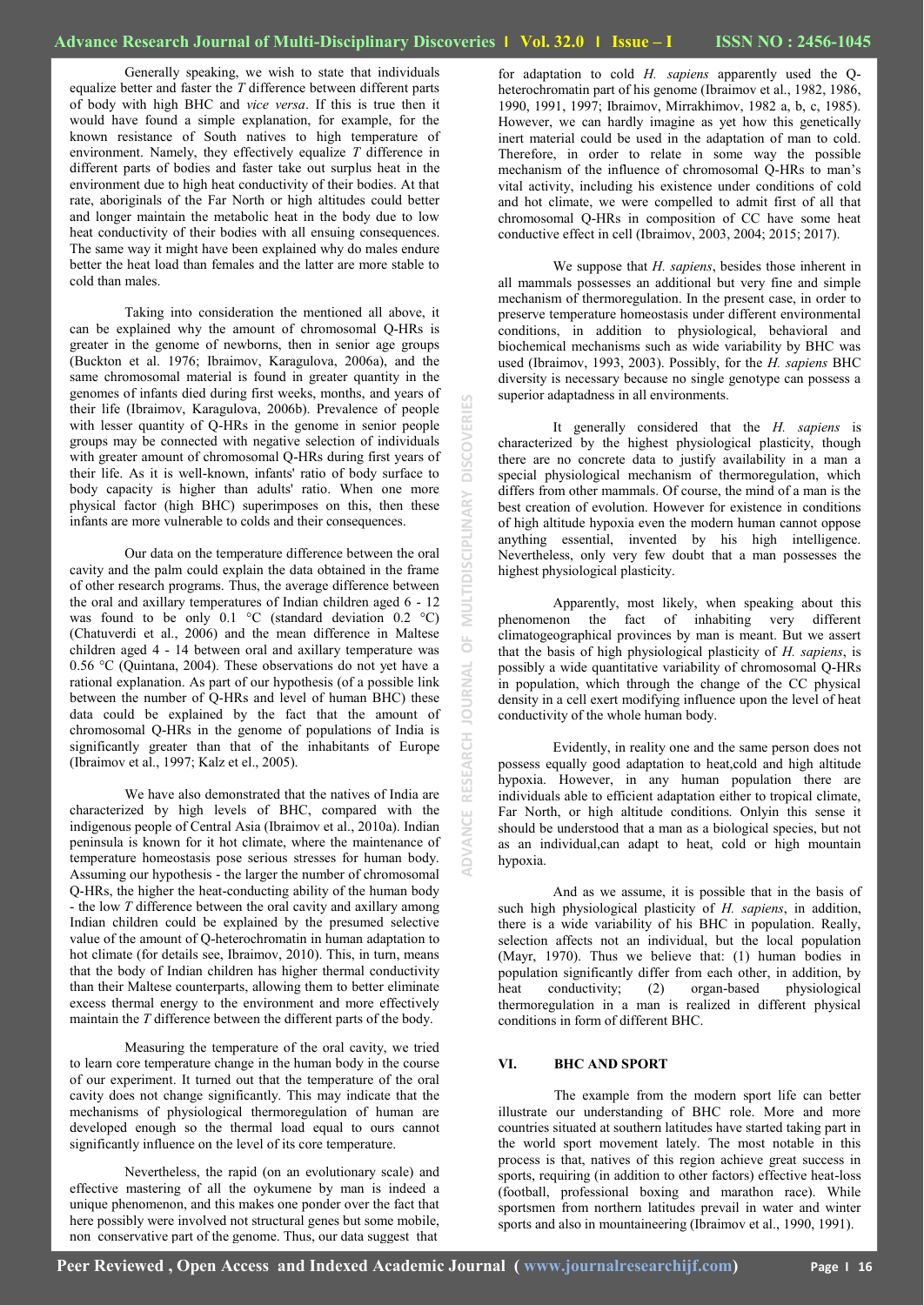Generally speaking, we wish to state that individuals equalize better and faster the *T* difference between different parts of body with high BHC and *vice versa*. If this is true then it would have found a simple explanation, for example, for the known resistance of South natives to high temperature of environment. Namely, they effectively equalize *T* difference in different parts of bodies and faster take out surplus heat in the environment due to high heat conductivity of their bodies. At that rate, aboriginals of the Far North or high altitudes could better and longer maintain the metabolic heat in the body due to low heat conductivity of their bodies with all ensuing consequences. The same way it might have been explained why do males endure better the heat load than females and the latter are more stable to cold than males.

Taking into consideration the mentioned all above, it can be explained why the amount of chromosomal Q-HRs is greater in the genome of newborns, then in senior age groups (Buckton et al. 1976; Ibraimov, Karagulova, 2006a), and the same chromosomal material is found in greater quantity in the genomes of infants died during first weeks, months, and years of their life (Ibraimov, Karagulova, 2006b). Prevalence of people with lesser quantity of Q-HRs in the genome in senior people groups may be connected with negative selection of individuals with greater amount of chromosomal Q-HRs during first years of their life. As it is well-known, infants' ratio of body surface to body capacity is higher than adults' ratio. When one more physical factor (high BHC) superimposes on this, then these infants are more vulnerable to colds and their consequences.

Our data on the temperature difference between the oral cavity and the palm could explain the data obtained in the frame of other research programs. Thus, the average difference between the oral and axillary temperatures of Indian children aged 6 - 12 was found to be only 0.1 °C (standard deviation 0.2 °C) (Chatuverdi et al., 2006) and the mean difference in Maltese children aged 4 - 14 between oral and axillary temperature was 0.56 °C (Quintana, 2004). These observations do not yet have a rational explanation. As part of our hypothesis (of a possible link between the number of Q-HRs and level of human BHC) these data could be explained by the fact that the amount of chromosomal Q-HRs in the genome of populations of India is significantly greater than that of the inhabitants of Europe (Ibraimov et al., 1997; Kalz et el., 2005).

We have also demonstrated that the natives of India are characterized by high levels of BHC, compared with the indigenous people of Central Asia (Ibraimov et al., 2010a). Indian peninsula is known for it hot climate, where the maintenance of temperature homeostasis pose serious stresses for human body. Assuming our hypothesis - the larger the number of chromosomal Q-HRs, the higher the heat-conducting ability of the human body - the low *T* difference between the oral cavity and axillary among Indian children could be explained by the presumed selective value of the amount of Q-heterochromatin in human adaptation to hot climate (for details see, Ibraimov, 2010). This, in turn, means that the body of Indian children has higher thermal conductivity than their Maltese counterparts, allowing them to better eliminate excess thermal energy to the environment and more effectively maintain the *T* difference between the different parts of the body.

Measuring the temperature of the oral cavity, we tried to learn core temperature change in the human body in the course of our experiment. It turned out that the temperature of the oral cavity does not change significantly. This may indicate that the mechanisms of physiological thermoregulation of human are developed enough so the thermal load equal to ours cannot significantly influence on the level of its core temperature.

Nevertheless, the rapid (on an evolutionary scale) and effective mastering of all the oykumene by man is indeed a unique phenomenon, and this makes one ponder over the fact that here possibly were involved not structural genes but some mobile, non conservative part of the genome. Thus, our data suggest that for adaptation to cold *H. sapiens* apparently used the Q-heterochromatin part of his genome (Ibraimov et al., 1982, 1986, 1990, 1991, 1997; Ibraimov, Mirrakhimov, 1982 a, b, c, 1985). However, we can hardly imagine as yet how this genetically inert material could be used in the adaptation of man to cold. Therefore, in order to relate in some way the possible mechanism of the influence of chromosomal Q-HRs to man's vital activity, including his existence under conditions of cold and hot climate, we were compelled to admit first of all that chromosomal Q-HRs in composition of CC have some heat conductive effect in cell (Ibraimov, 2003, 2004; 2015; 2017).

We suppose that *H. sapiens*, besides those inherent in all mammals possesses an additional but very fine and simple mechanism of thermoregulation. In the present case, in order to preserve temperature homeostasis under different environmental conditions, in addition to physiological, behavioral and biochemical mechanisms such as wide variability by BHC was used (Ibraimov, 1993, 2003). Possibly, for the *H. sapiens* BHC diversity is necessary because no single genotype can possess a superior adaptadness in all environments.

It generally considered that the *H. sapiens* is characterized by the highest physiological plasticity, though there are no concrete data to justify availability in a man a special physiological mechanism of thermoregulation, which differs from other mammals. Of course, the mind of a man is the best creation of evolution. However for existence in conditions of high altitude hypoxia even the modern human cannot oppose anything essential, invented by his high intelligence. Nevertheless, only very few doubt that a man possesses the highest physiological plasticity.

Apparently, most likely, when speaking about this phenomenon the fact of inhabiting very different climatogeographical provinces by man is meant. But we assert that the basis of high physiological plasticity of *H. sapiens*, is possibly a wide quantitative variability of chromosomal Q-HRs in population, which through the change of the CC physical density in a cell exert modifying influence upon the level of heat conductivity of the whole human body.

Evidently, in reality one and the same person does not possess equally good adaptation to heat,cold and high altitude hypoxia. However, in any human population there are individuals able to efficient adaptation either to tropical climate, Far North, or high altitude conditions. Onlyin this sense it should be understood that a man as a biological species, but not as an individual,can adapt to heat, cold or high mountain hypoxia.

And as we assume, it is possible that in the basis of such high physiological plasticity of *H. sapiens*, in addition, there is a wide variability of his BHC in population. Really, selection affects not an individual, but the local population (Mayr, 1970). Thus we believe that: (1) human bodies in population significantly differ from each other, in addition, by heat conductivity; (2) organ-based physiological thermoregulation in a man is realized in different physical conditions in form of different BHC.

## VI. BHC AND SPORT

The example from the modern sport life can better illustrate our understanding of BHC role. More and more countries situated at southern latitudes have started taking part in the world sport movement lately. The most notable in this process is that, natives of this region achieve great success in sports, requiring (in addition to other factors) effective heat-loss (football, professional boxing and marathon race). While sportsmen from northern latitudes prevail in water and winter sports and also in mountaineering (Ibraimov et al., 1990, 1991).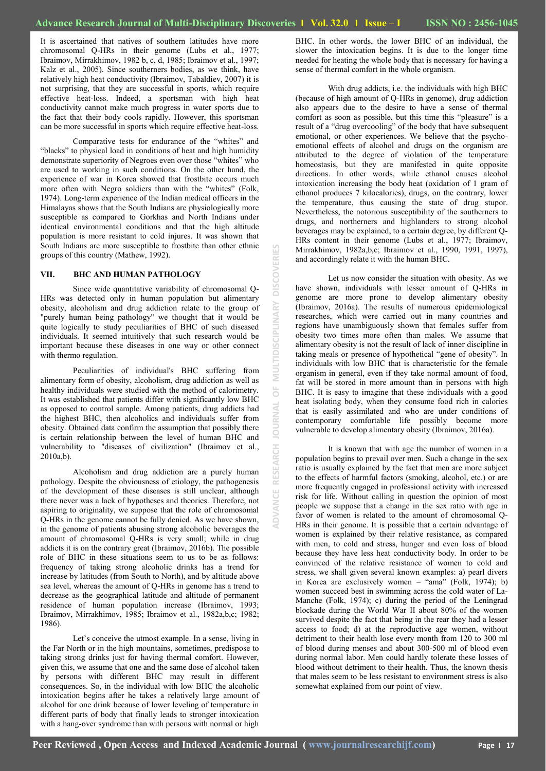It is ascertained that natives of southern latitudes have more chromosomal Q-HRs in their genome (Lubs et al., 1977; Ibraimov, Mirrakhimov, 1982 b, c, d, 1985; Ibraimov et al., 1997; Kalz et al., 2005). Since southerners bodies, as we think, have relatively high heat conductivity (Ibraimov, Tabaldiev, 2007) it is not surprising, that they are successful in sports, which require effective heat-loss. Indeed, a sportsman with high heat conductivity cannot make much progress in water sports due to the fact that their body cools rapidly. However, this sportsman can be more successful in sports which require effective heat-loss.

Comparative tests for endurance of the "whites" and "blacks" to physical load in conditions of heat and high humidity demonstrate superiority of Negroes even over those "whites" who are used to working in such conditions. On the other hand, the experience of war in Korea showed that frostbite occurs much more often with Negro soldiers than with the "whites" (Folk, 1974). Long-term experience of the Indian medical officers in the Himalayas shows that the South Indians are physiologically more susceptible as compared to Gorkhas and North Indians under identical environmental conditions and that the high altitude population is more resistant to cold injures. It was shown that South Indians are more susceptible to frostbite than other ethnic groups of this country (Mathew, 1992).

## VII. BHC AND HUMAN PATHOLOGY

Since wide quantitative variability of chromosomal Q-HRs was detected only in human population but alimentary obesity, alcoholism and drug addiction relate to the group of "purely human being pathology" we thought that it would be quite logically to study peculiarities of BHC of such diseased individuals. It seemed intuitively that such research would be important because these diseases in one way or other connect with thermo regulation.

Peculiarities of individual's BHC suffering from alimentary form of obesity, alcoholism, drug addiction as well as healthy individuals were studied with the method of calorimetry. It was established that patients differ with significantly low BHC as opposed to control sample. Among patients, drug addicts had the highest BHC, then alcoholics and individuals suffer from obesity. Obtained data confirm the assumption that possibly there is certain relationship between the level of human BHC and vulnerability to "diseases of civilization" (Ibraimov et al., 2010a,b).

Alcoholism and drug addiction are a purely human pathology. Despite the obviousness of etiology, the pathogenesis of the development of these diseases is still unclear, although there never was a lack of hypotheses and theories. Therefore, not aspiring to originality, we suppose that the role of chromosomal Q-HRs in the genome cannot be fully denied. As we have shown, in the genome of patients abusing strong alcoholic beverages the amount of chromosomal Q-HRs is very small; while in drug addicts it is on the contrary great (Ibraimov, 2016b). The possible role of BHC in these situations seem to us to be as follows: frequency of taking strong alcoholic drinks has a trend for increase by latitudes (from South to North), and by altitude above sea level, whereas the amount of Q-HRs in genome has a trend to decrease as the geographical latitude and altitude of permanent residence of human population increase (Ibraimov, 1993; Ibraimov, Mirrakhimov, 1985; Ibraimov et al., 1982a,b,c; 1982; 1986).

Let's conceive the utmost example. In a sense, living in the Far North or in the high mountains, sometimes, predispose to taking strong drinks just for having thermal comfort. However, given this, we assume that one and the same dose of alcohol taken by persons with different BHC may result in different consequences. So, in the individual with low BHC the alcoholic intoxication begins after he takes a relatively large amount of alcohol for one drink because of lower leveling of temperature in different parts of body that finally leads to stronger intoxication with a hang-over syndrome than with persons with normal or high BHC. In other words, the lower BHC of an individual, the slower the intoxication begins. It is due to the longer time needed for heating the whole body that is necessary for having a sense of thermal comfort in the whole organism.

With drug addicts, i.e. the individuals with high BHC (because of high amount of Q-HRs in genome), drug addiction also appears due to the desire to have a sense of thermal comfort as soon as possible, but this time this "pleasure" is a result of a "drug overcooling" of the body that have subsequent emotional, or other experiences. We believe that the psycho-emotional effects of alcohol and drugs on the organism are attributed to the degree of violation of the temperature homeostasis, but they are manifested in quite opposite directions. In other words, while ethanol causes alcohol intoxication increasing the body heat (oxidation of 1 gram of ethanol produces 7 kilocalories), drugs, on the contrary, lower the temperature, thus causing the state of drug stupor. Nevertheless, the notorious susceptibility of the southerners to drugs, and northerners and highlanders to strong alcohol beverages may be explained, to a certain degree, by different Q-HRs content in their genome (Lubs et al., 1977; Ibraimov, Mirrakhimov, 1982a,b,c; Ibraimov et al., 1990, 1991, 1997), and accordingly relate it with the human BHC.

Let us now consider the situation with obesity. As we have shown, individuals with lesser amount of Q-HRs in genome are more prone to develop alimentary obesity (Ibraimov, 2016a). The results of numerous epidemiological researches, which were carried out in many countries and regions have unambiguously shown that females suffer from obesity two times more often than males. We assume that alimentary obesity is not the result of lack of inner discipline in taking meals or presence of hypothetical "gene of obesity". In individuals with low BHC that is characteristic for the female organism in general, even if they take normal amount of food, fat will be stored in more amount than in persons with high BHC. It is easy to imagine that these individuals with a good heat isolating body, when they consume food rich in calories that is easily assimilated and who are under conditions of contemporary comfortable life possibly become more vulnerable to develop alimentary obesity (Ibraimov, 2016a).

It is known that with age the number of women in a population begins to prevail over men. Such a change in the sex ratio is usually explained by the fact that men are more subject to the effects of harmful factors (smoking, alcohol, etc.) or are more frequently engaged in professional activity with increased risk for life. Without calling in question the opinion of most people we suppose that a change in the sex ratio with age in favor of women is related to the amount of chromosomal Q-HRs in their genome. It is possible that a certain advantage of women is explained by their relative resistance, as compared with men, to cold and stress, hunger and even loss of blood because they have less heat conductivity body. In order to be convinced of the relative resistance of women to cold and stress, we shall given several known examples: a) pearl divers in Korea are exclusively women – "ama" (Folk, 1974); b) women succeed best in swimming across the cold water of La-Manche (Folk, 1974); c) during the period of the Leningrad blockade during the World War II about 80% of the women survived despite the fact that being in the rear they had a lesser access to food; d) at the reproductive age women, without detriment to their health lose every month from 120 to 300 ml of blood during menses and about 300-500 ml of blood even during normal labor. Men could hardly tolerate these losses of blood without detriment to their health. Thus, the known thesis that males seem to be less resistant to environment stress is also somewhat explained from our point of view.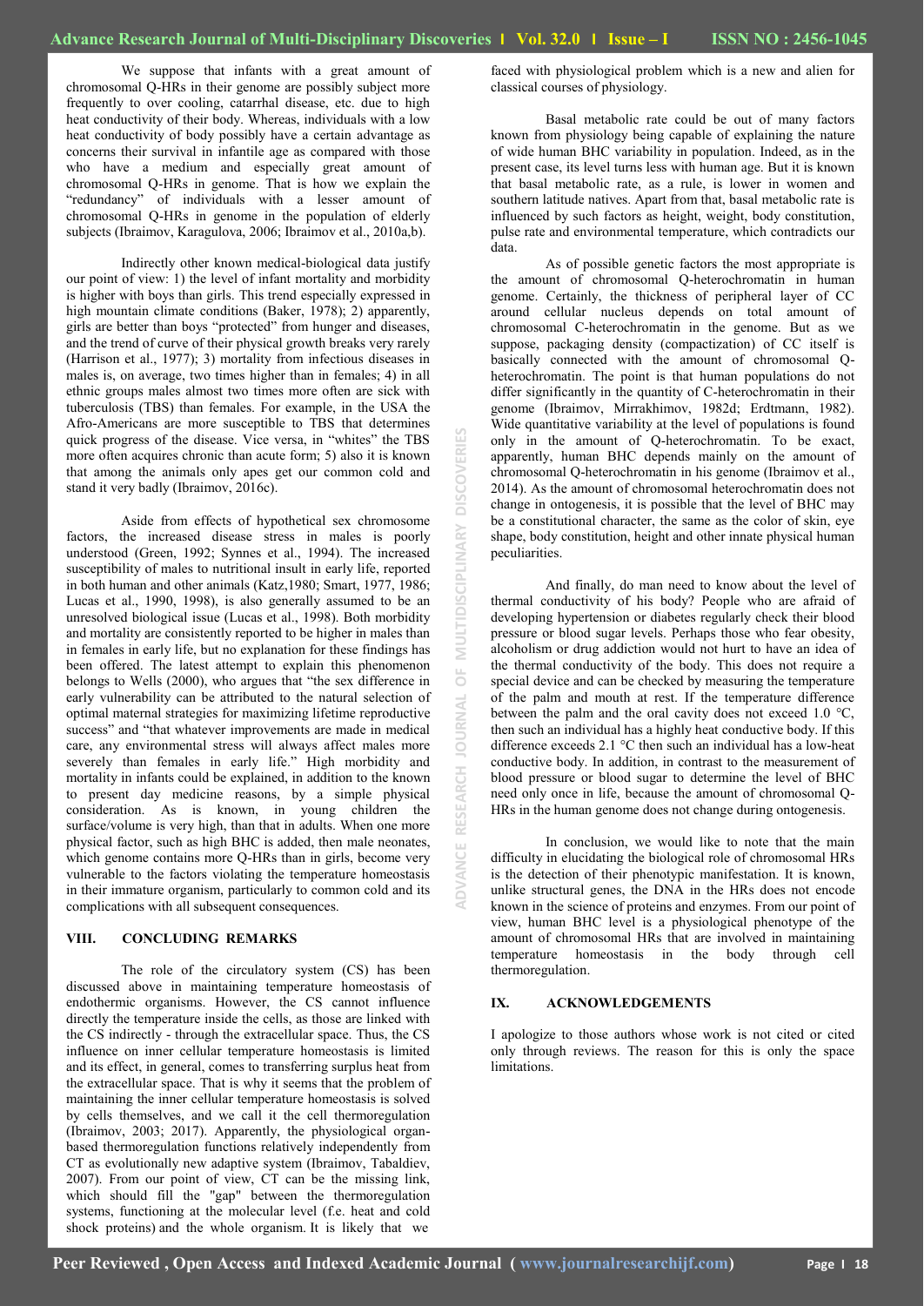We suppose that infants with a great amount of chromosomal Q-HRs in their genome are possibly subject more frequently to over cooling, catarrhal disease, etc. due to high heat conductivity of their body. Whereas, individuals with a low heat conductivity of body possibly have a certain advantage as concerns their survival in infantile age as compared with those who have a medium and especially great amount of chromosomal Q-HRs in genome. That is how we explain the "redundancy" of individuals with a lesser amount of chromosomal Q-HRs in genome in the population of elderly subjects (Ibraimov, Karagulova, 2006; Ibraimov et al., 2010a,b).

Indirectly other known medical-biological data justify our point of view: 1) the level of infant mortality and morbidity is higher with boys than girls. This trend especially expressed in high mountain climate conditions (Baker, 1978); 2) apparently, girls are better than boys "protected" from hunger and diseases, and the trend of curve of their physical growth breaks very rarely (Harrison et al., 1977); 3) mortality from infectious diseases in males is, on average, two times higher than in females; 4) in all ethnic groups males almost two times more often are sick with tuberculosis (TBS) than females. For example, in the USA the Afro-Americans are more susceptible to TBS that determines quick progress of the disease. Vice versa, in "whites" the TBS more often acquires chronic than acute form; 5) also it is known that among the animals only apes get our common cold and stand it very badly (Ibraimov, 2016c).

Aside from effects of hypothetical sex chromosome factors, the increased disease stress in males is poorly understood (Green, 1992; Synnes et al., 1994). The increased susceptibility of males to nutritional insult in early life, reported in both human and other animals (Katz,1980; Smart, 1977, 1986; Lucas et al., 1990, 1998), is also generally assumed to be an unresolved biological issue (Lucas et al., 1998). Both morbidity and mortality are consistently reported to be higher in males than in females in early life, but no explanation for these findings has been offered. The latest attempt to explain this phenomenon belongs to Wells (2000), who argues that "the sex difference in early vulnerability can be attributed to the natural selection of optimal maternal strategies for maximizing lifetime reproductive success" and "that whatever improvements are made in medical care, any environmental stress will always affect males more severely than females in early life." High morbidity and mortality in infants could be explained, in addition to the known to present day medicine reasons, by a simple physical consideration. As is known, in young children the surface/volume is very high, than that in adults. When one more physical factor, such as high BHC is added, then male neonates, which genome contains more Q-HRs than in girls, become very vulnerable to the factors violating the temperature homeostasis in their immature organism, particularly to common cold and its complications with all subsequent consequences.

## VIII. CONCLUDING REMARKS

The role of the circulatory system (CS) has been discussed above in maintaining temperature homeostasis of endothermic organisms. However, the CS cannot influence directly the temperature inside the cells, as those are linked with the CS indirectly - through the extracellular space. Thus, the CS influence on inner cellular temperature homeostasis is limited and its effect, in general, comes to transferring surplus heat from the extracellular space. That is why it seems that the problem of maintaining the inner cellular temperature homeostasis is solved by cells themselves, and we call it the cell thermoregulation (Ibraimov, 2003; 2017). Apparently, the physiological organ-based thermoregulation functions relatively independently from CT as evolutionally new adaptive system (Ibraimov, Tabaldiev, 2007). From our point of view, CT can be the missing link, which should fill the "gap" between the thermoregulation systems, functioning at the molecular level (f.e. heat and cold shock proteins) and the whole organism. It is likely that we faced with physiological problem which is a new and alien for classical courses of physiology.

Basal metabolic rate could be out of many factors known from physiology being capable of explaining the nature of wide human BHC variability in population. Indeed, as in the present case, its level turns less with human age. But it is known that basal metabolic rate, as a rule, is lower in women and southern latitude natives. Apart from that, basal metabolic rate is influenced by such factors as height, weight, body constitution, pulse rate and environmental temperature, which contradicts our data.

As of possible genetic factors the most appropriate is the amount of chromosomal Q-heterochromatin in human genome. Certainly, the thickness of peripheral layer of CC around cellular nucleus depends on total amount of chromosomal C-heterochromatin in the genome. But as we suppose, packaging density (compactization) of CC itself is basically connected with the amount of chromosomal Q-heterochromatin. The point is that human populations do not differ significantly in the quantity of C-heterochromatin in their genome (Ibraimov, Mirrakhimov, 1982d; Erdtmann, 1982). Wide quantitative variability at the level of populations is found only in the amount of Q-heterochromatin. To be exact, apparently, human BHC depends mainly on the amount of chromosomal Q-heterochromatin in his genome (Ibraimov et al., 2014). As the amount of chromosomal heterochromatin does not change in ontogenesis, it is possible that the level of BHC may be a constitutional character, the same as the color of skin, eye shape, body constitution, height and other innate physical human peculiarities.

And finally, do man need to know about the level of thermal conductivity of his body? People who are afraid of developing hypertension or diabetes regularly check their blood pressure or blood sugar levels. Perhaps those who fear obesity, alcoholism or drug addiction would not hurt to have an idea of the thermal conductivity of the body. This does not require a special device and can be checked by measuring the temperature of the palm and mouth at rest. If the temperature difference between the palm and the oral cavity does not exceed 1.0 °C, then such an individual has a highly heat conductive body. If this difference exceeds 2.1 °C then such an individual has a low-heat conductive body. In addition, in contrast to the measurement of blood pressure or blood sugar to determine the level of BHC need only once in life, because the amount of chromosomal Q-HRs in the human genome does not change during ontogenesis.

In conclusion, we would like to note that the main difficulty in elucidating the biological role of chromosomal HRs is the detection of their phenotypic manifestation. It is known, unlike structural genes, the DNA in the HRs does not encode known in the science of proteins and enzymes. From our point of view, human BHC level is a physiological phenotype of the amount of chromosomal HRs that are involved in maintaining temperature homeostasis in the body through cell thermoregulation.

## IX. ACKNOWLEDGEMENTS

I apologize to those authors whose work is not cited or cited only through reviews. The reason for this is only the space limitations.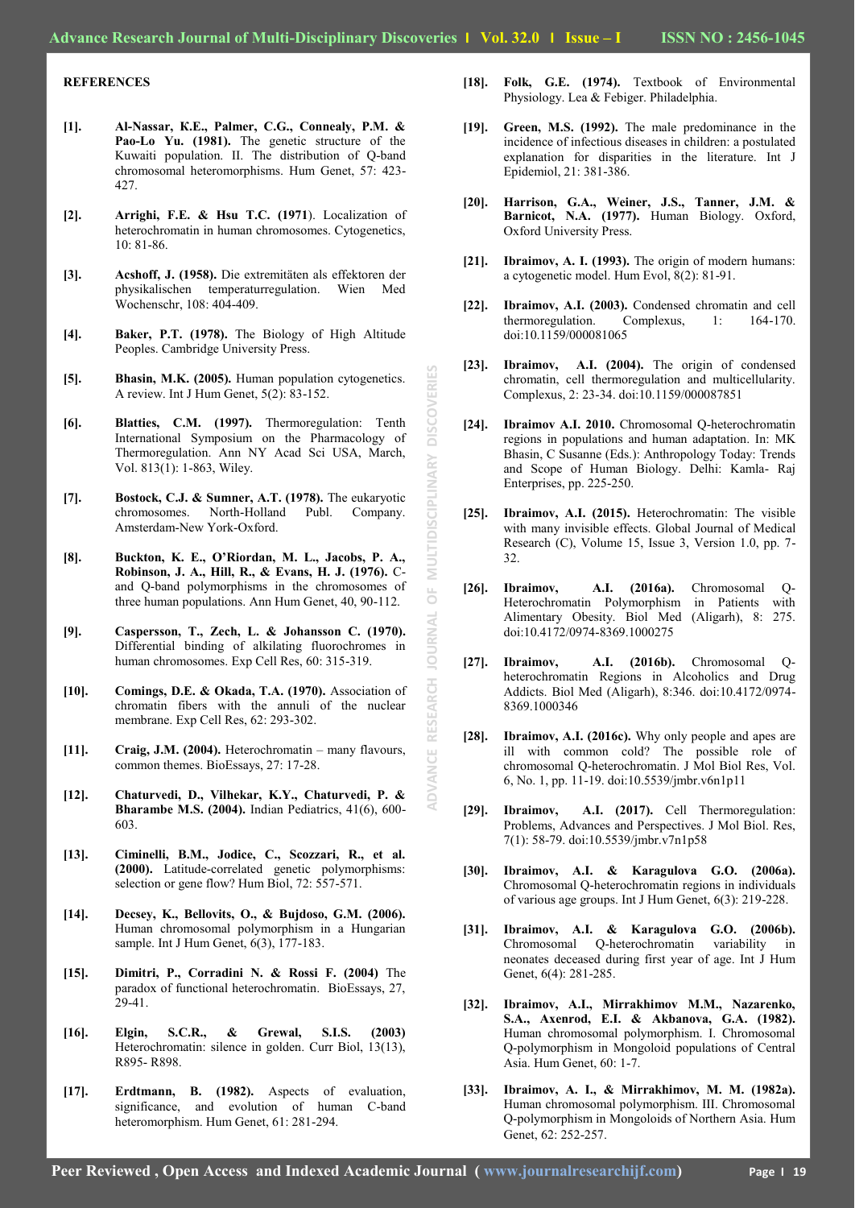**REFERENCES**

[1]. **Al-Nassar, K.E., Palmer, C.G., Connealy, P.M. & Pao-Lo Yu. (1981).** The genetic structure of the Kuwaiti population. II. The distribution of Q-band chromosomal heteromorphisms. Hum Genet, 57: 423-427.

[2]. **Arrighi, F.E. & Hsu T.C. (1971**). Localization of heterochromatin in human chromosomes. Cytogenetics, 10: 81-86.

[3]. **Acshoff, J. (1958).** Die extremitäten als effektoren der physikalischen temperaturregulation. Wien Med Wochenschr, 108: 404-409.

[4]. **Baker, P.T. (1978).** The Biology of High Altitude Peoples. Cambridge University Press.

[5]. **Bhasin, M.K. (2005).** Human population cytogenetics. A review. Int J Hum Genet, 5(2): 83-152.

[6]. **Blatties, C.M. (1997).** Thermoregulation: Tenth International Symposium on the Pharmacology of Thermoregulation. Ann NY Acad Sci USA, March, Vol. 813(1): 1-863, Wiley.

[7]. **Bostock, C.J. & Sumner, A.T. (1978).** The eukaryotic chromosomes. North-Holland Publ. Company. Amsterdam-New York-Oxford.

[8]. **Buckton, K. E., O'Riordan, M. L., Jacobs, P. A., Robinson, J. A., Hill, R., & Evans, H. J. (1976).** C- and Q-band polymorphisms in the chromosomes of three human populations. Ann Hum Genet, 40, 90-112.

[9]. **Caspersson, T., Zech, L. & Johansson C. (1970).** Differential binding of alkilating fluorochromes in human chromosomes. Exp Cell Res, 60: 315-319.

[10]. **Comings, D.E. & Okada, T.A. (1970).** Association of chromatin fibers with the annuli of the nuclear membrane. Exp Cell Res, 62: 293-302.

[11]. **Craig, J.M. (2004).** Heterochromatin – many flavours, common themes. BioEssays, 27: 17-28.

[12]. **Chaturvedi, D., Vilhekar, K.Y., Chaturvedi, P. & Bharambe M.S. (2004).** Indian Pediatrics, 41(6), 600-603.

[13]. **Ciminelli, B.M., Jodice, C., Scozzari, R., et al. (2000).** Latitude-correlated genetic polymorphisms: selection or gene flow? Hum Biol, 72: 557-571.

[14]. **Decsey, K., Bellovits, O., & Bujdoso, G.M. (2006).** Human chromosomal polymorphism in a Hungarian sample. Int J Hum Genet, 6(3), 177-183.

[15]. **Dimitri, P., Corradini N. & Rossi F. (2004)** The paradox of functional heterochromatin. BioEssays, 27, 29-41.

[16]. **Elgin, S.C.R., & Grewal, S.I.S. (2003)** Heterochromatin: silence in golden. Curr Biol, 13(13), R895- R898.

[17]. **Erdtmann, B. (1982).** Aspects of evaluation, significance, and evolution of human C-band heteromorphism. Hum Genet, 61: 281-294.

[18]. **Folk, G.E. (1974).** Textbook of Environmental Physiology. Lea & Febiger. Philadelphia.

[19]. **Green, M.S. (1992).** The male predominance in the incidence of infectious diseases in children: a postulated explanation for disparities in the literature. Int J Epidemiol, 21: 381-386.

[20]. **Harrison, G.A., Weiner, J.S., Tanner, J.M. & Barnicot, N.A. (1977).** Human Biology. Oxford, Oxford University Press.

[21]. **Ibraimov, A. I. (1993).** The origin of modern humans: a cytogenetic model. Hum Evol, 8(2): 81-91.

[22]. **Ibraimov, A.I. (2003).** Condensed chromatin and cell thermoregulation. Complexus, 1: 164-170. doi:10.1159/000081065

[23]. **Ibraimov, A.I. (2004).** The origin of condensed chromatin, cell thermoregulation and multicellularity. Complexus, 2: 23-34. doi:10.1159/000087851

[24]. **Ibraimov A.I. 2010.** Chromosomal Q-heterochromatin regions in populations and human adaptation. In: MK Bhasin, C Susanne (Eds.): Anthropology Today: Trends and Scope of Human Biology. Delhi: Kamla- Raj Enterprises, pp. 225-250.

[25]. **Ibraimov, A.I. (2015).** Heterochromatin: The visible with many invisible effects. Global Journal of Medical Research (C), Volume 15, Issue 3, Version 1.0, pp. 7-32.

[26]. **Ibraimov, A.I. (2016a).** Chromosomal Q-Heterochromatin Polymorphism in Patients with Alimentary Obesity. Biol Med (Aligarh), 8: 275. doi:10.4172/0974-8369.1000275

[27]. **Ibraimov, A.I. (2016b).** Chromosomal Q-heterochromatin Regions in Alcoholics and Drug Addicts. Biol Med (Aligarh), 8:346. doi:10.4172/0974-8369.1000346

[28]. **Ibraimov, A.I. (2016c).** Why only people and apes are ill with common cold? The possible role of chromosomal Q-heterochromatin. J Mol Biol Res, Vol. 6, No. 1, pp. 11-19. doi:10.5539/jmbr.v6n1p11

[29]. **Ibraimov, A.I. (2017).** Cell Thermoregulation: Problems, Advances and Perspectives. J Mol Biol. Res, 7(1): 58-79. doi:10.5539/jmbr.v7n1p58

[30]. **Ibraimov, A.I. & Karagulova G.O. (2006a).** Chromosomal Q-heterochromatin regions in individuals of various age groups. Int J Hum Genet, 6(3): 219-228.

[31]. **Ibraimov, A.I. & Karagulova G.O. (2006b).** Chromosomal Q-heterochromatin variability in neonates deceased during first year of age. Int J Hum Genet, 6(4): 281-285.

[32]. **Ibraimov, A.I., Mirrakhimov M.M., Nazarenko, S.A., Axenrod, E.I. & Akbanova, G.A. (1982).** Human chromosomal polymorphism. I. Chromosomal Q-polymorphism in Mongoloid populations of Central Asia. Hum Genet, 60: 1-7.

[33]. **Ibraimov, A. I., & Mirrakhimov, M. M. (1982a).** Human chromosomal polymorphism. III. Chromosomal Q-polymorphism in Mongoloids of Northern Asia. Hum Genet, 62: 252-257.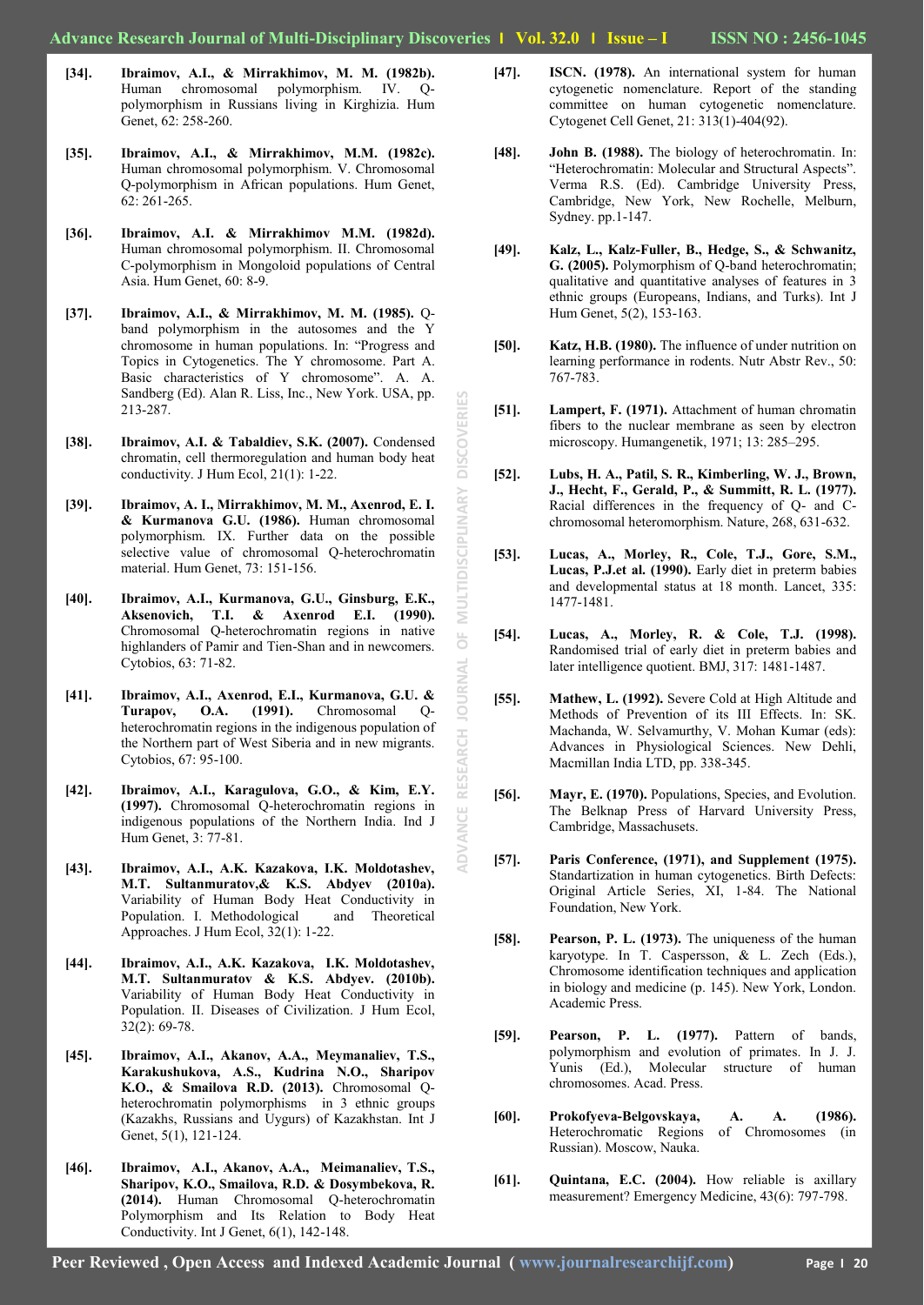**[34].** **Ibraimov, A.I., & Mirrakhimov, M. M. (1982b).** Human chromosomal polymorphism. IV. Q-polymorphism in Russians living in Kirghizia. Hum Genet, 62: 258-260.

**[35].** **Ibraimov, A.I., & Mirrakhimov, M.M. (1982c).** Human chromosomal polymorphism. V. Chromosomal Q-polymorphism in African populations. Hum Genet, 62: 261-265.

**[36].** **Ibraimov, A.I. & Mirrakhimov M.M. (1982d).** Human chromosomal polymorphism. II. Chromosomal C-polymorphism in Mongoloid populations of Central Asia. Hum Genet, 60: 8-9.

**[37].** **Ibraimov, A.I., & Mirrakhimov, M. M. (1985).** Q-band polymorphism in the autosomes and the Y chromosome in human populations. In: "Progress and Topics in Cytogenetics. The Y chromosome. Part A. Basic characteristics of Y chromosome". A. A. Sandberg (Ed). Alan R. Liss, Inc., New York. USA, pp. 213-287.

**[38].** **Ibraimov, A.I. & Tabaldiev, S.K. (2007).** Condensed chromatin, cell thermoregulation and human body heat conductivity. J Hum Ecol, 21(1): 1-22.

**[39].** **Ibraimov, A. I., Mirrakhimov, M. M., Axenrod, E. I. & Kurmanova G.U. (1986).** Human chromosomal polymorphism. IX. Further data on the possible selective value of chromosomal Q-heterochromatin material. Hum Genet, 73: 151-156.

**[40].** **Ibraimov, A.I., Kurmanova, G.U., Ginsburg, E.K., Aksenovich, T.I. & Axenrod E.I. (1990).** Chromosomal Q-heterochromatin regions in native highlanders of Pamir and Tien-Shan and in newcomers. Cytobios, 63: 71-82.

**[41].** **Ibraimov, A.I., Axenrod, E.I., Kurmanova, G.U. & Turapov, O.A. (1991).** Chromosomal Q-heterochromatin regions in the indigenous population of the Northern part of West Siberia and in new migrants. Cytobios, 67: 95-100.

**[42].** **Ibraimov, A.I., Karagulova, G.O., & Kim, E.Y. (1997).** Chromosomal Q-heterochromatin regions in indigenous populations of the Northern India. Ind J Hum Genet, 3: 77-81.

**[43].** **Ibraimov, A.I., A.K. Kazakova, I.K. Moldotashev, M.T. Sultanmuratov,& K.S. Abdyev (2010a).** Variability of Human Body Heat Conductivity in Population. I. Methodological and Theoretical Approaches. J Hum Ecol, 32(1): 1-22.

**[44].** **Ibraimov, A.I., A.K. Kazakova, I.K. Moldotashev, M.T. Sultanmuratov & K.S. Abdyev. (2010b).** Variability of Human Body Heat Conductivity in Population. II. Diseases of Civilization. J Hum Ecol, 32(2): 69-78.

**[45].** **Ibraimov, A.I., Akanov, A.A., Meymanaliev, T.S., Karakushukova, A.S., Kudrina N.O., Sharipov K.O., & Smailova R.D. (2013).** Chromosomal Q-heterochromatin polymorphisms in 3 ethnic groups (Kazakhs, Russians and Uygurs) of Kazakhstan. Int J Genet, 5(1), 121-124.

**[46].** **Ibraimov, A.I., Akanov, A.A., Meimanaliev, T.S., Sharipov, K.O., Smailova, R.D. & Dosymbekova, R. (2014).** Human Chromosomal Q-heterochromatin Polymorphism and Its Relation to Body Heat Conductivity. Int J Genet, 6(1), 142-148.

**[47].** **ISCN. (1978).** An international system for human cytogenetic nomenclature. Report of the standing committee on human cytogenetic nomenclature. Cytogenet Cell Genet, 21: 313(1)-404(92).

**[48].** **John B. (1988).** The biology of heterochromatin. In: "Heterochromatin: Molecular and Structural Aspects". Verma R.S. (Ed). Cambridge University Press, Cambridge, New York, New Rochelle, Melburn, Sydney. pp.1-147.

**[49].** **Kalz, L., Kalz-Fuller, B., Hedge, S., & Schwanitz, G. (2005).** Polymorphism of Q-band heterochromatin; qualitative and quantitative analyses of features in 3 ethnic groups (Europeans, Indians, and Turks). Int J Hum Genet, 5(2), 153-163.

**[50].** **Katz, H.B. (1980).** The influence of under nutrition on learning performance in rodents. Nutr Abstr Rev., 50: 767-783.

**[51].** **Lampert, F. (1971).** Attachment of human chromatin fibers to the nuclear membrane as seen by electron microscopy. Humangenetik, 1971; 13: 285–295.

**[52].** **Lubs, H. A., Patil, S. R., Kimberling, W. J., Brown, J., Hecht, F., Gerald, P., & Summitt, R. L. (1977).** Racial differences in the frequency of Q- and C-chromosomal heteromorphism. Nature, 268, 631-632.

**[53].** **Lucas, A., Morley, R., Cole, T.J., Gore, S.M., Lucas, P.J.et al. (1990).** Early diet in preterm babies and developmental status at 18 month. Lancet, 335: 1477-1481.

**[54].** **Lucas, A., Morley, R. & Cole, T.J. (1998).** Randomised trial of early diet in preterm babies and later intelligence quotient. BMJ, 317: 1481-1487.

**[55].** **Mathew, L. (1992).** Severe Cold at High Altitude and Methods of Prevention of its III Effects. In: SK. Machanda, W. Selvamurthy, V. Mohan Kumar (eds): Advances in Physiological Sciences. New Dehli, Macmillan India LTD, pp. 338-345.

**[56].** **Mayr, E. (1970).** Populations, Species, and Evolution. The Belknap Press of Harvard University Press, Cambridge, Massachusets.

**[57].** **Paris Conference, (1971), and Supplement (1975).** Standartization in human cytogenetics. Birth Defects: Original Article Series, XI, 1-84. The National Foundation, New York.

**[58].** **Pearson, P. L. (1973).** The uniqueness of the human karyotype. In T. Caspersson, & L. Zech (Eds.), Chromosome identification techniques and application in biology and medicine (p. 145). New York, London. Academic Press.

**[59].** **Pearson, P. L. (1977).** Pattern of bands, polymorphism and evolution of primates. In J. J. Yunis (Ed.), Molecular structure of human chromosomes. Acad. Press.

**[60].** **Prokofyeva-Belgovskaya, A. A. (1986).** Heterochromatic Regions of Chromosomes (in Russian). Moscow, Nauka.

**[61].** **Quintana, E.C. (2004).** How reliable is axillary measurement? Emergency Medicine, 43(6): 797-798.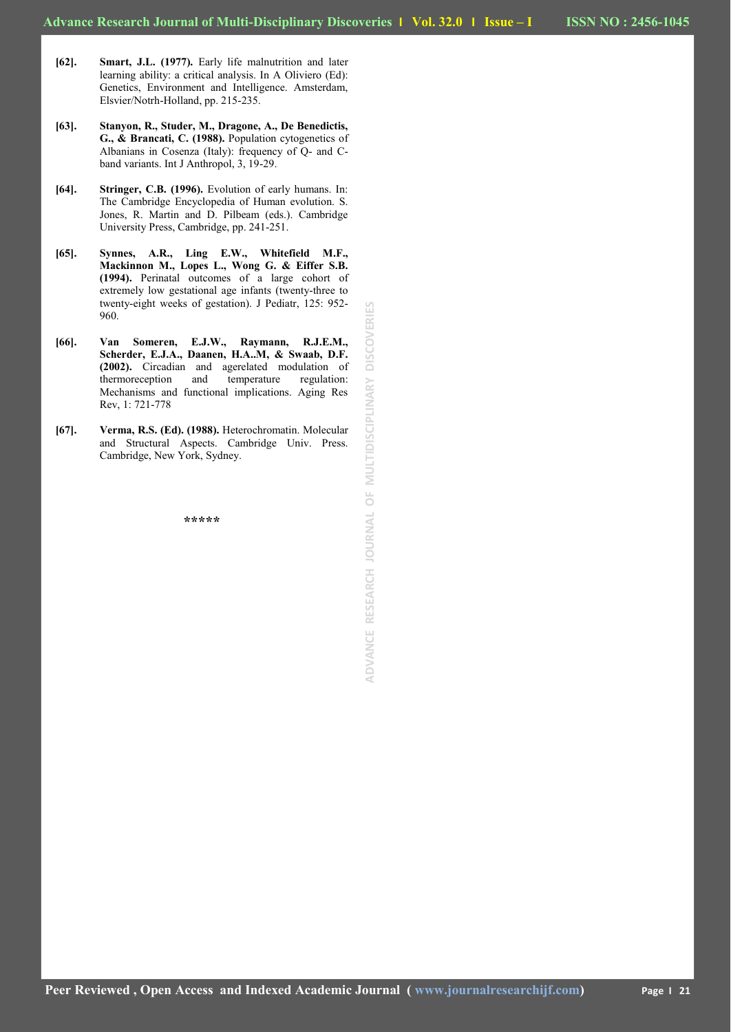**[62].** **Smart, J.L. (1977).** Early life malnutrition and later learning ability: a critical analysis. In A Oliviero (Ed): Genetics, Environment and Intelligence. Amsterdam, Elsvier/Notrh-Holland, pp. 215-235.

**[63].** **Stanyon, R., Studer, M., Dragone, A., De Benedictis, G., & Brancati, C. (1988).** Population cytogenetics of Albanians in Cosenza (Italy): frequency of Q- and C-band variants. Int J Anthropol, 3, 19-29.

**[64].** **Stringer, C.B. (1996).** Evolution of early humans. In: The Cambridge Encyclopedia of Human evolution. S. Jones, R. Martin and D. Pilbeam (eds.). Cambridge University Press, Cambridge, pp. 241-251.

**[65].** **Synnes, A.R., Ling E.W., Whitefield M.F., Mackinnon M., Lopes L., Wong G. & Eiffer S.B. (1994).** Perinatal outcomes of a large cohort of extremely low gestational age infants (twenty-three to twenty-eight weeks of gestation). J Pediatr, 125: 952-960.

**[66].** **Van Someren, E.J.W., Raymann, R.J.E.M., Scherder, E.J.A., Daanen, H.A..M, & Swaab, D.F. (2002).** Circadian and agerelated modulation of thermoreception and temperature regulation: Mechanisms and functional implications. Aging Res Rev, 1: 721-778

**[67].** **Verma, R.S. (Ed). (1988).** Heterochromatin. Molecular and Structural Aspects. Cambridge Univ. Press. Cambridge, New York, Sydney.

*****